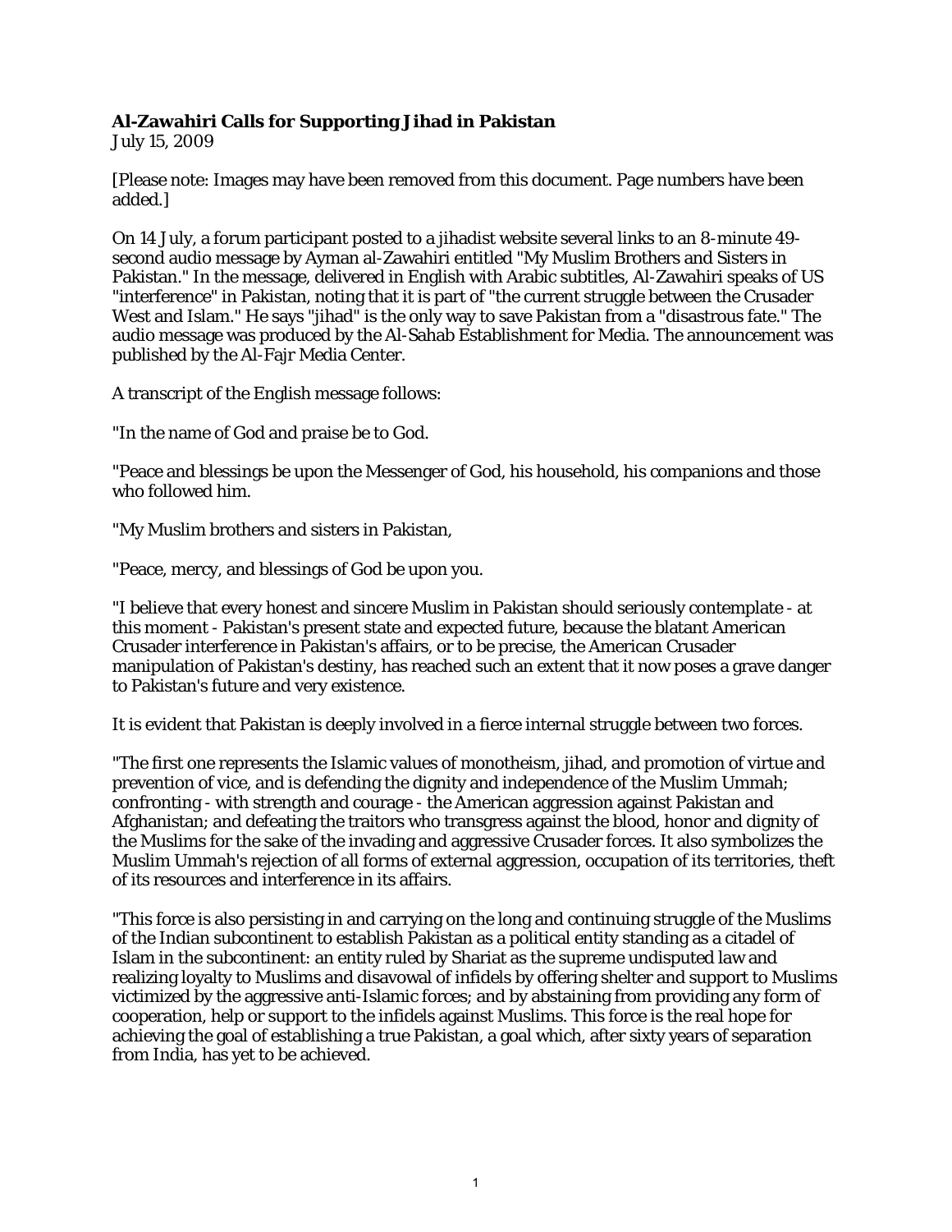**Al-Zawahiri Calls for Supporting Jihad in Pakistan**
July 15, 2009

[Please note: Images may have been removed from this document. Page numbers have been added.]

On 14 July, a forum participant posted to a jihadist website several links to an 8-minute 49-second audio message by Ayman al-Zawahiri entitled "My Muslim Brothers and Sisters in Pakistan." In the message, delivered in English with Arabic subtitles, Al-Zawahiri speaks of US "interference" in Pakistan, noting that it is part of "the current struggle between the Crusader West and Islam." He says "jihad" is the only way to save Pakistan from a "disastrous fate." The audio message was produced by the Al-Sahab Establishment for Media. The announcement was published by the Al-Fajr Media Center.

A transcript of the English message follows:

"In the name of God and praise be to God.

"Peace and blessings be upon the Messenger of God, his household, his companions and those who followed him.

"My Muslim brothers and sisters in Pakistan,

"Peace, mercy, and blessings of God be upon you.

"I believe that every honest and sincere Muslim in Pakistan should seriously contemplate - at this moment - Pakistan's present state and expected future, because the blatant American Crusader interference in Pakistan's affairs, or to be precise, the American Crusader manipulation of Pakistan's destiny, has reached such an extent that it now poses a grave danger to Pakistan's future and very existence.

It is evident that Pakistan is deeply involved in a fierce internal struggle between two forces.

"The first one represents the Islamic values of monotheism, jihad, and promotion of virtue and prevention of vice, and is defending the dignity and independence of the Muslim Ummah; confronting - with strength and courage - the American aggression against Pakistan and Afghanistan; and defeating the traitors who transgress against the blood, honor and dignity of the Muslims for the sake of the invading and aggressive Crusader forces. It also symbolizes the Muslim Ummah's rejection of all forms of external aggression, occupation of its territories, theft of its resources and interference in its affairs.

"This force is also persisting in and carrying on the long and continuing struggle of the Muslims of the Indian subcontinent to establish Pakistan as a political entity standing as a citadel of Islam in the subcontinent: an entity ruled by Shariat as the supreme undisputed law and realizing loyalty to Muslims and disavowal of infidels by offering shelter and support to Muslims victimized by the aggressive anti-Islamic forces; and by abstaining from providing any form of cooperation, help or support to the infidels against Muslims. This force is the real hope for achieving the goal of establishing a true Pakistan, a goal which, after sixty years of separation from India, has yet to be achieved.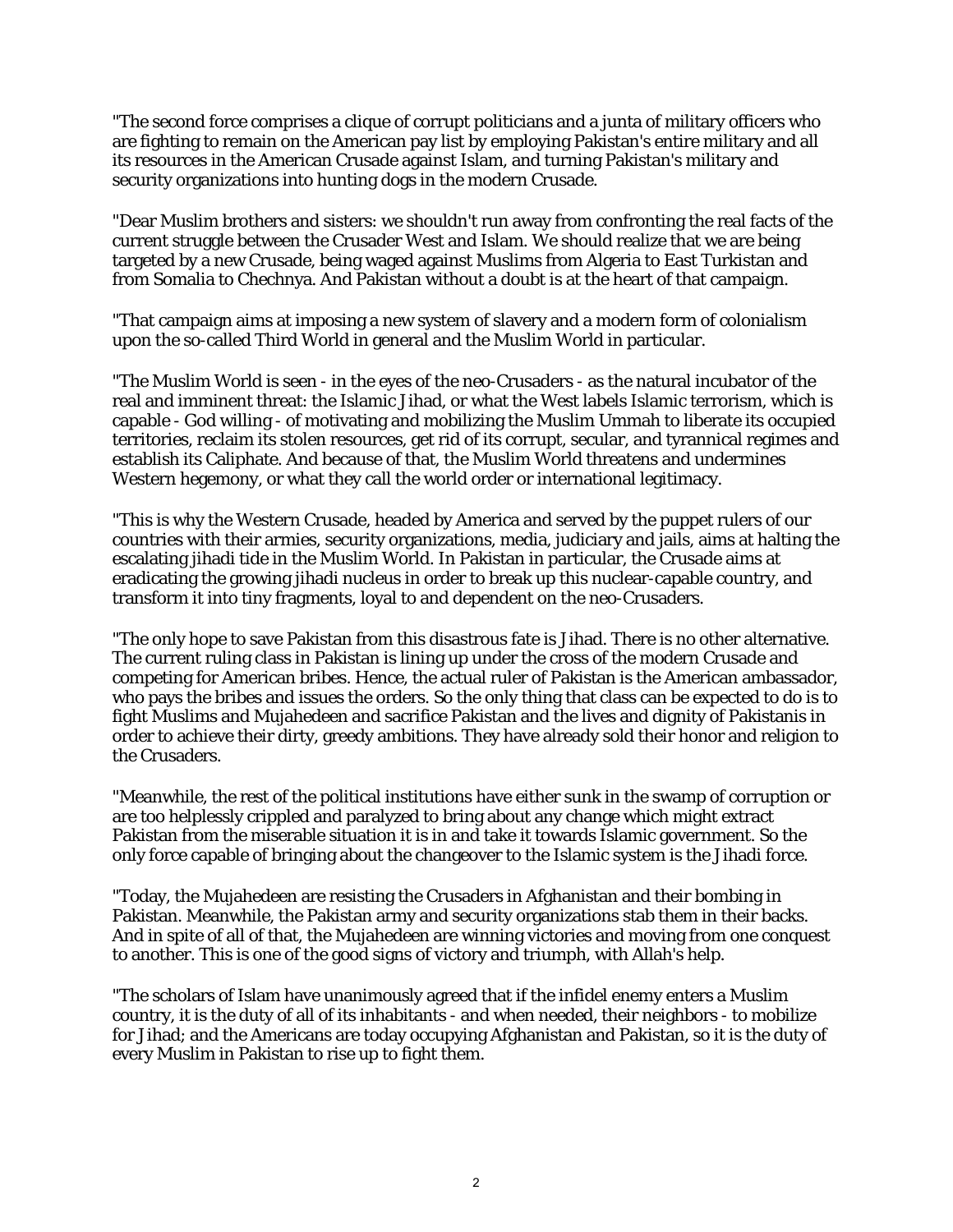"The second force comprises a clique of corrupt politicians and a junta of military officers who are fighting to remain on the American pay list by employing Pakistan's entire military and all its resources in the American Crusade against Islam, and turning Pakistan's military and security organizations into hunting dogs in the modern Crusade.

"Dear Muslim brothers and sisters: we shouldn't run away from confronting the real facts of the current struggle between the Crusader West and Islam. We should realize that we are being targeted by a new Crusade, being waged against Muslims from Algeria to East Turkistan and from Somalia to Chechnya. And Pakistan without a doubt is at the heart of that campaign.

"That campaign aims at imposing a new system of slavery and a modern form of colonialism upon the so-called Third World in general and the Muslim World in particular.

"The Muslim World is seen - in the eyes of the neo-Crusaders - as the natural incubator of the real and imminent threat: the Islamic Jihad, or what the West labels Islamic terrorism, which is capable - God willing - of motivating and mobilizing the Muslim Ummah to liberate its occupied territories, reclaim its stolen resources, get rid of its corrupt, secular, and tyrannical regimes and establish its Caliphate. And because of that, the Muslim World threatens and undermines Western hegemony, or what they call the world order or international legitimacy.

"This is why the Western Crusade, headed by America and served by the puppet rulers of our countries with their armies, security organizations, media, judiciary and jails, aims at halting the escalating jihadi tide in the Muslim World. In Pakistan in particular, the Crusade aims at eradicating the growing jihadi nucleus in order to break up this nuclear-capable country, and transform it into tiny fragments, loyal to and dependent on the neo-Crusaders.

"The only hope to save Pakistan from this disastrous fate is Jihad. There is no other alternative. The current ruling class in Pakistan is lining up under the cross of the modern Crusade and competing for American bribes. Hence, the actual ruler of Pakistan is the American ambassador, who pays the bribes and issues the orders. So the only thing that class can be expected to do is to fight Muslims and Mujahedeen and sacrifice Pakistan and the lives and dignity of Pakistanis in order to achieve their dirty, greedy ambitions. They have already sold their honor and religion to the Crusaders.

"Meanwhile, the rest of the political institutions have either sunk in the swamp of corruption or are too helplessly crippled and paralyzed to bring about any change which might extract Pakistan from the miserable situation it is in and take it towards Islamic government. So the only force capable of bringing about the changeover to the Islamic system is the Jihadi force.

"Today, the Mujahedeen are resisting the Crusaders in Afghanistan and their bombing in Pakistan. Meanwhile, the Pakistan army and security organizations stab them in their backs. And in spite of all of that, the Mujahedeen are winning victories and moving from one conquest to another. This is one of the good signs of victory and triumph, with Allah's help.

"The scholars of Islam have unanimously agreed that if the infidel enemy enters a Muslim country, it is the duty of all of its inhabitants - and when needed, their neighbors - to mobilize for Jihad; and the Americans are today occupying Afghanistan and Pakistan, so it is the duty of every Muslim in Pakistan to rise up to fight them.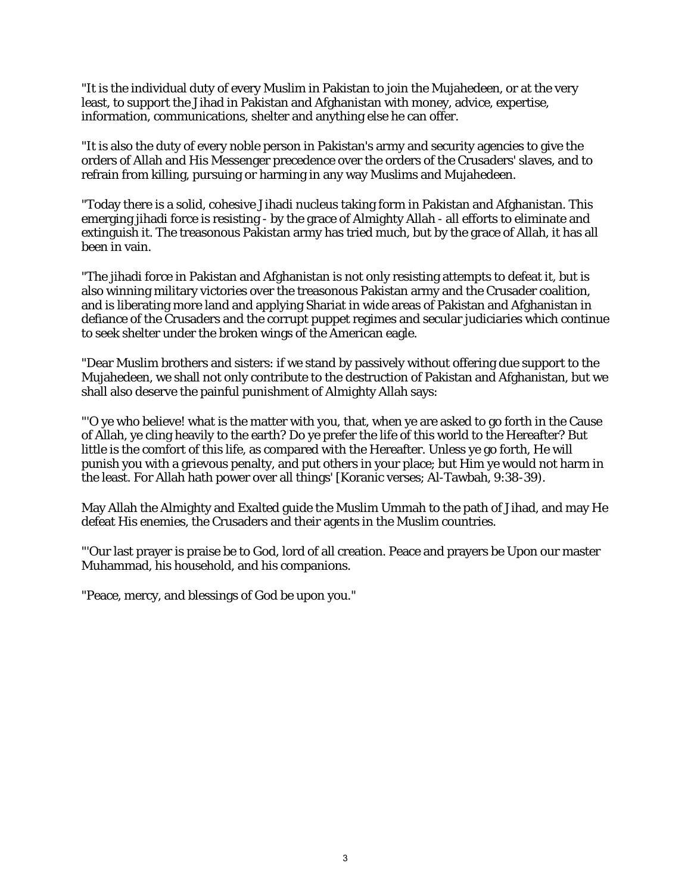"It is the individual duty of every Muslim in Pakistan to join the Mujahedeen, or at the very least, to support the Jihad in Pakistan and Afghanistan with money, advice, expertise, information, communications, shelter and anything else he can offer.

"It is also the duty of every noble person in Pakistan's army and security agencies to give the orders of Allah and His Messenger precedence over the orders of the Crusaders' slaves, and to refrain from killing, pursuing or harming in any way Muslims and Mujahedeen.

"Today there is a solid, cohesive Jihadi nucleus taking form in Pakistan and Afghanistan. This emerging jihadi force is resisting - by the grace of Almighty Allah - all efforts to eliminate and extinguish it. The treasonous Pakistan army has tried much, but by the grace of Allah, it has all been in vain.

"The jihadi force in Pakistan and Afghanistan is not only resisting attempts to defeat it, but is also winning military victories over the treasonous Pakistan army and the Crusader coalition, and is liberating more land and applying Shariat in wide areas of Pakistan and Afghanistan in defiance of the Crusaders and the corrupt puppet regimes and secular judiciaries which continue to seek shelter under the broken wings of the American eagle.

"Dear Muslim brothers and sisters: if we stand by passively without offering due support to the Mujahedeen, we shall not only contribute to the destruction of Pakistan and Afghanistan, but we shall also deserve the painful punishment of Almighty Allah says:

"'O ye who believe! what is the matter with you, that, when ye are asked to go forth in the Cause of Allah, ye cling heavily to the earth? Do ye prefer the life of this world to the Hereafter? But little is the comfort of this life, as compared with the Hereafter. Unless ye go forth, He will punish you with a grievous penalty, and put others in your place; but Him ye would not harm in the least. For Allah hath power over all things' [Koranic verses; Al-Tawbah, 9:38-39).

May Allah the Almighty and Exalted guide the Muslim Ummah to the path of Jihad, and may He defeat His enemies, the Crusaders and their agents in the Muslim countries.

"'Our last prayer is praise be to God, lord of all creation. Peace and prayers be Upon our master Muhammad, his household, and his companions.

"Peace, mercy, and blessings of God be upon you."